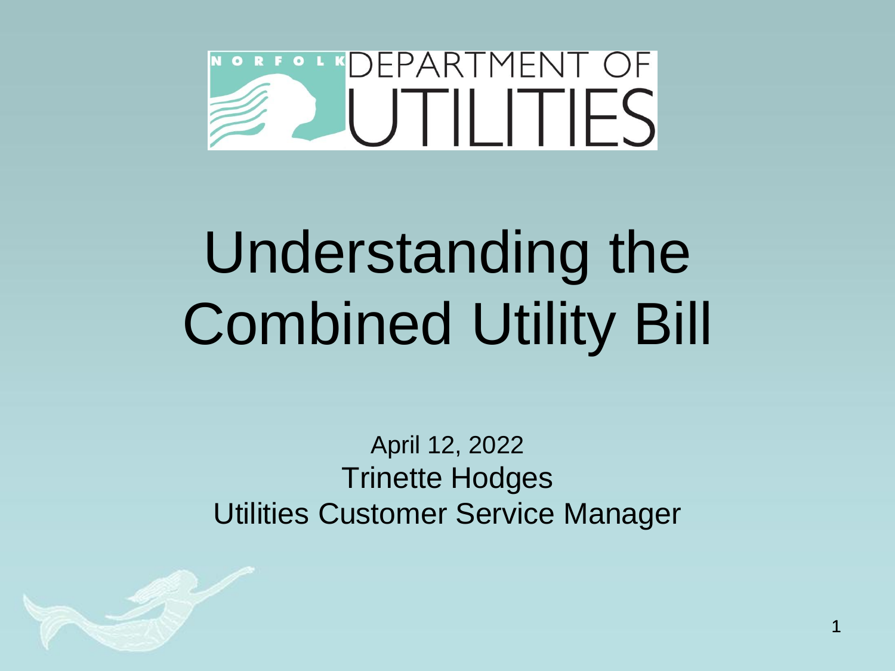NORFOLK DEPARTMENT OF UTILITIES

# Understanding the Combined Utility Bill

April 12, 2022

Trinette Hodges

Utilities Customer Service Manager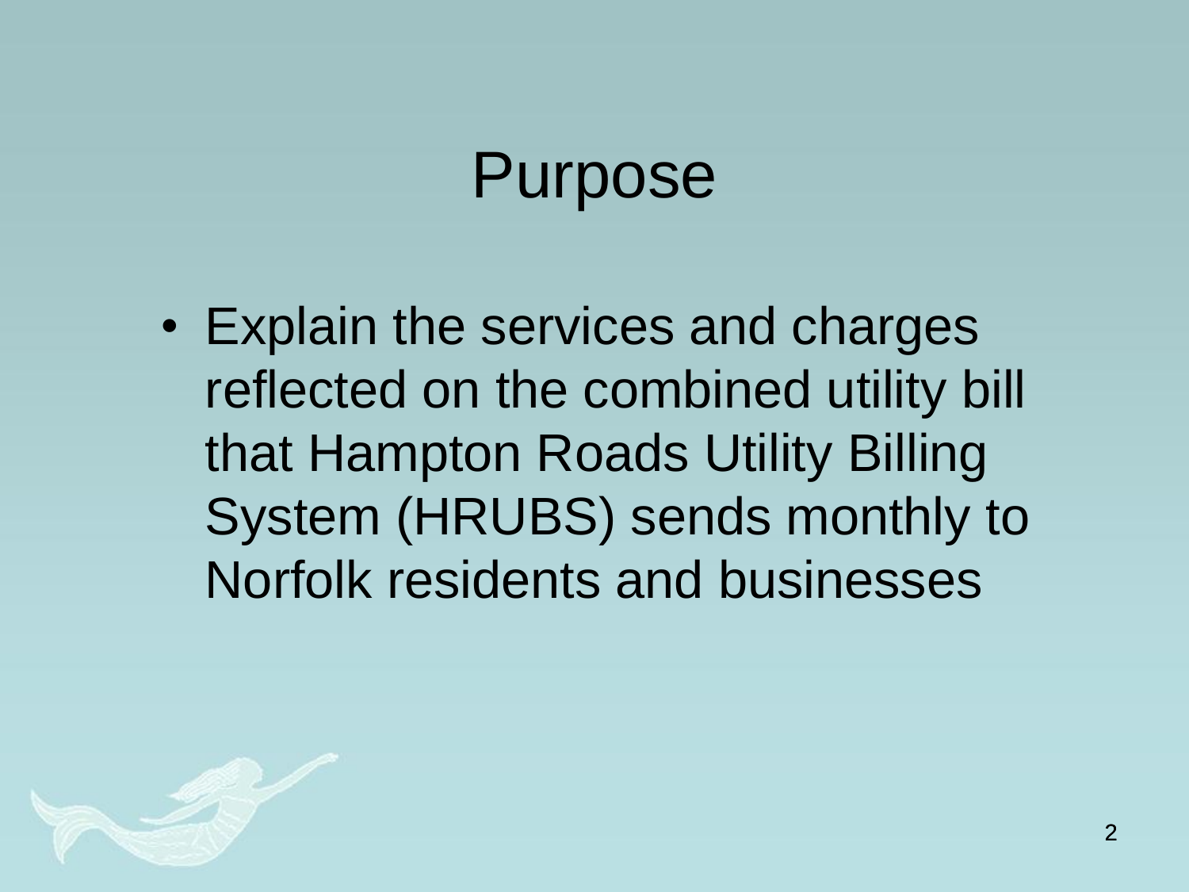# Purpose

- Explain the services and charges reflected on the combined utility bill that Hampton Roads Utility Billing System (HRUBS) sends monthly to Norfolk residents and businesses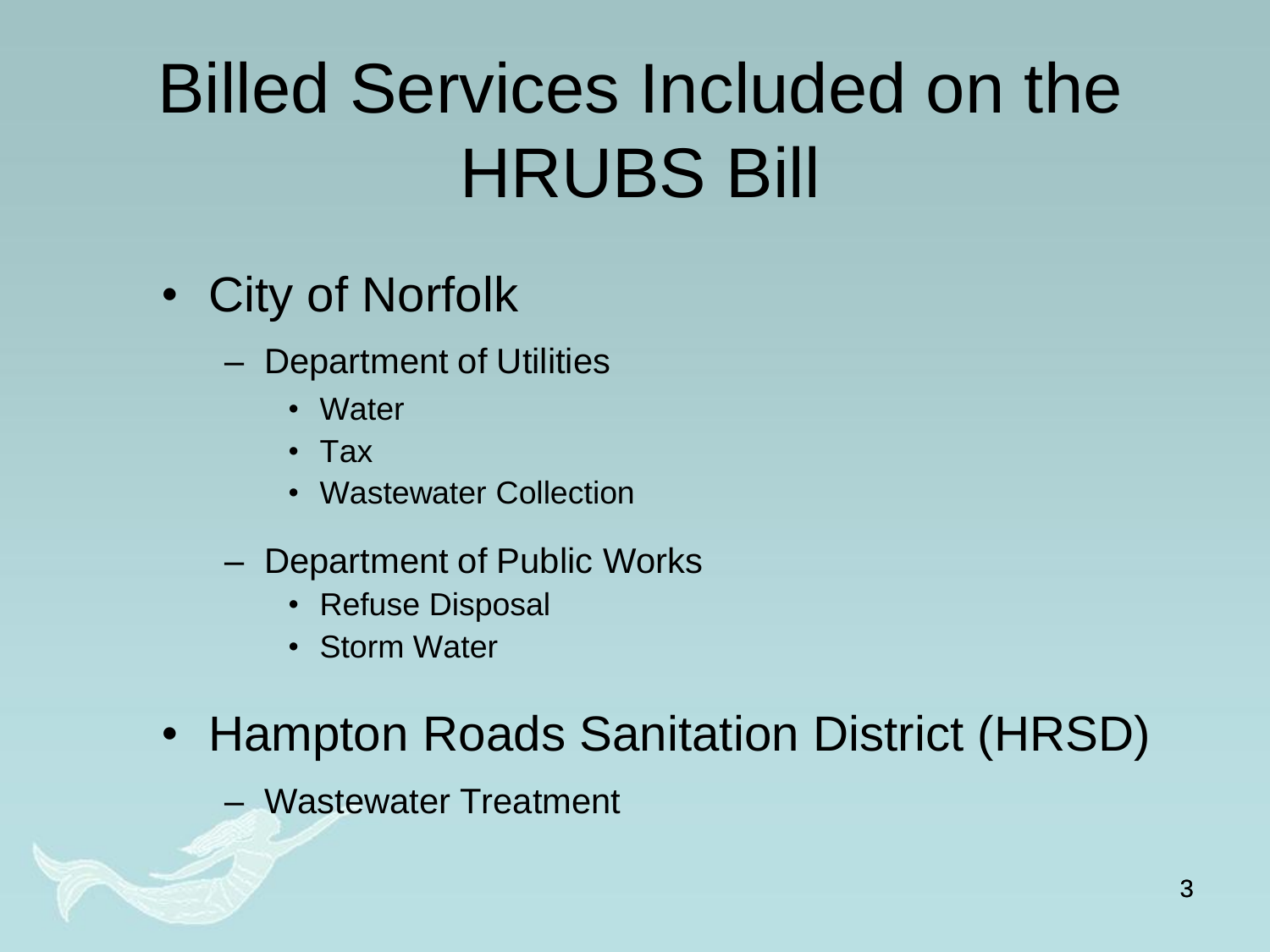# Billed Services Included on the HRUBS Bill

- City of Norfolk
  - Department of Utilities
    - Water
    - Tax
    - Wastewater Collection
  - Department of Public Works
    - Refuse Disposal
    - Storm Water
- Hampton Roads Sanitation District (HRSD)
  - Wastewater Treatment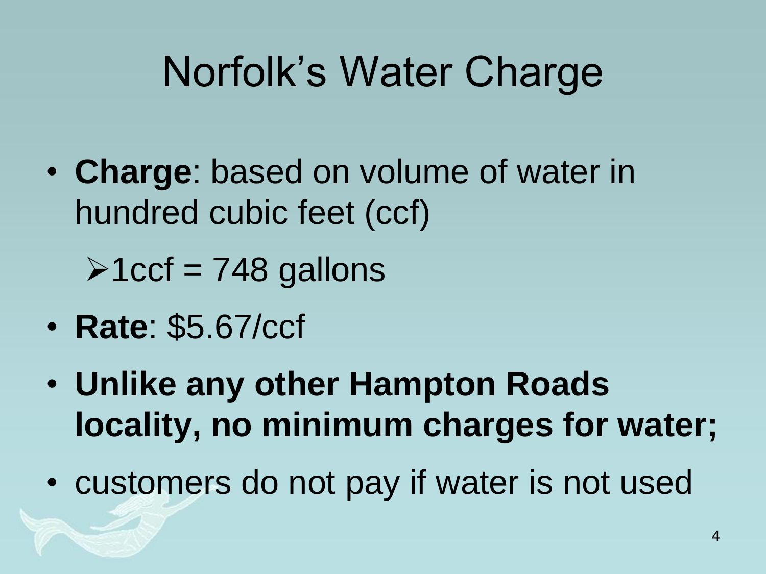# Norfolk's Water Charge

- **Charge**: based on volume of water in hundred cubic feet (ccf)
  - 1ccf = 748 gallons
- **Rate**: $5.67/ccf
- **Unlike any other Hampton Roads locality, no minimum charges for water;**
- customers do not pay if water is not used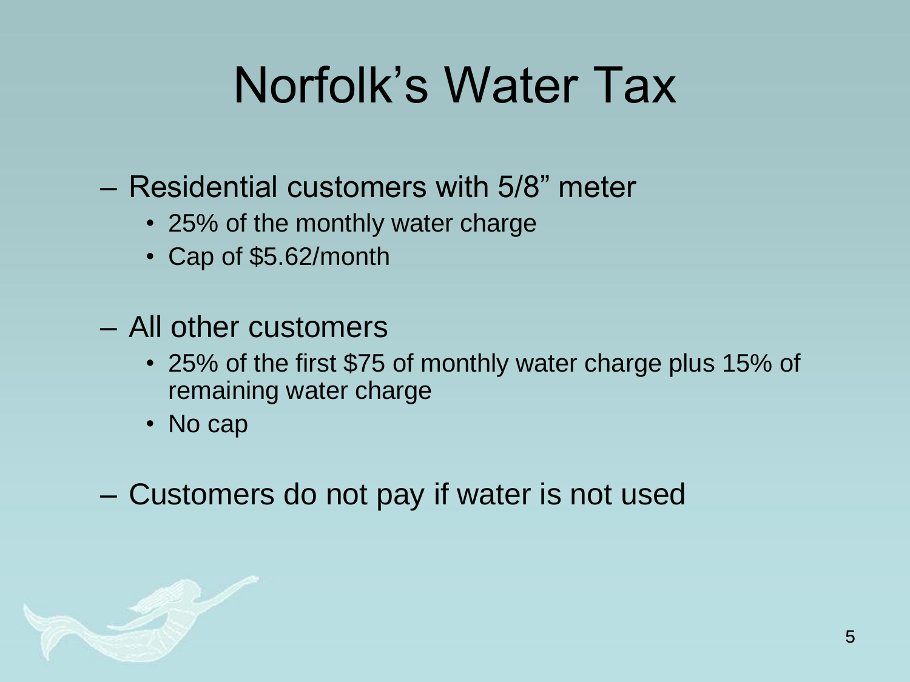# Norfolk’s Water Tax

- Residential customers with 5/8” meter
  - 25% of the monthly water charge
  - Cap of $5.62/month
- All other customers
  - 25% of the first $75 of monthly water charge plus 15% of remaining water charge
  - No cap
- Customers do not pay if water is not used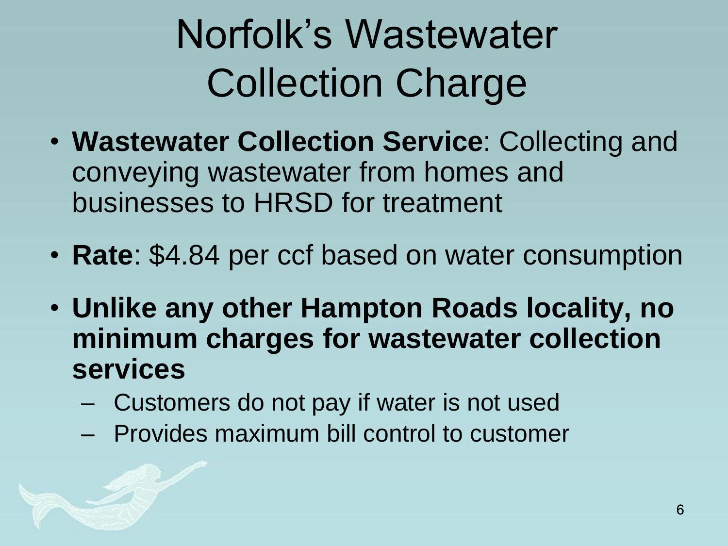# Norfolk's Wastewater Collection Charge

- **Wastewater Collection Service**: Collecting and conveying wastewater from homes and businesses to HRSD for treatment
- **Rate**: $4.84 per ccf based on water consumption
- **Unlike any other Hampton Roads locality, no minimum charges for wastewater collection services**
  - Customers do not pay if water is not used
  - Provides maximum bill control to customer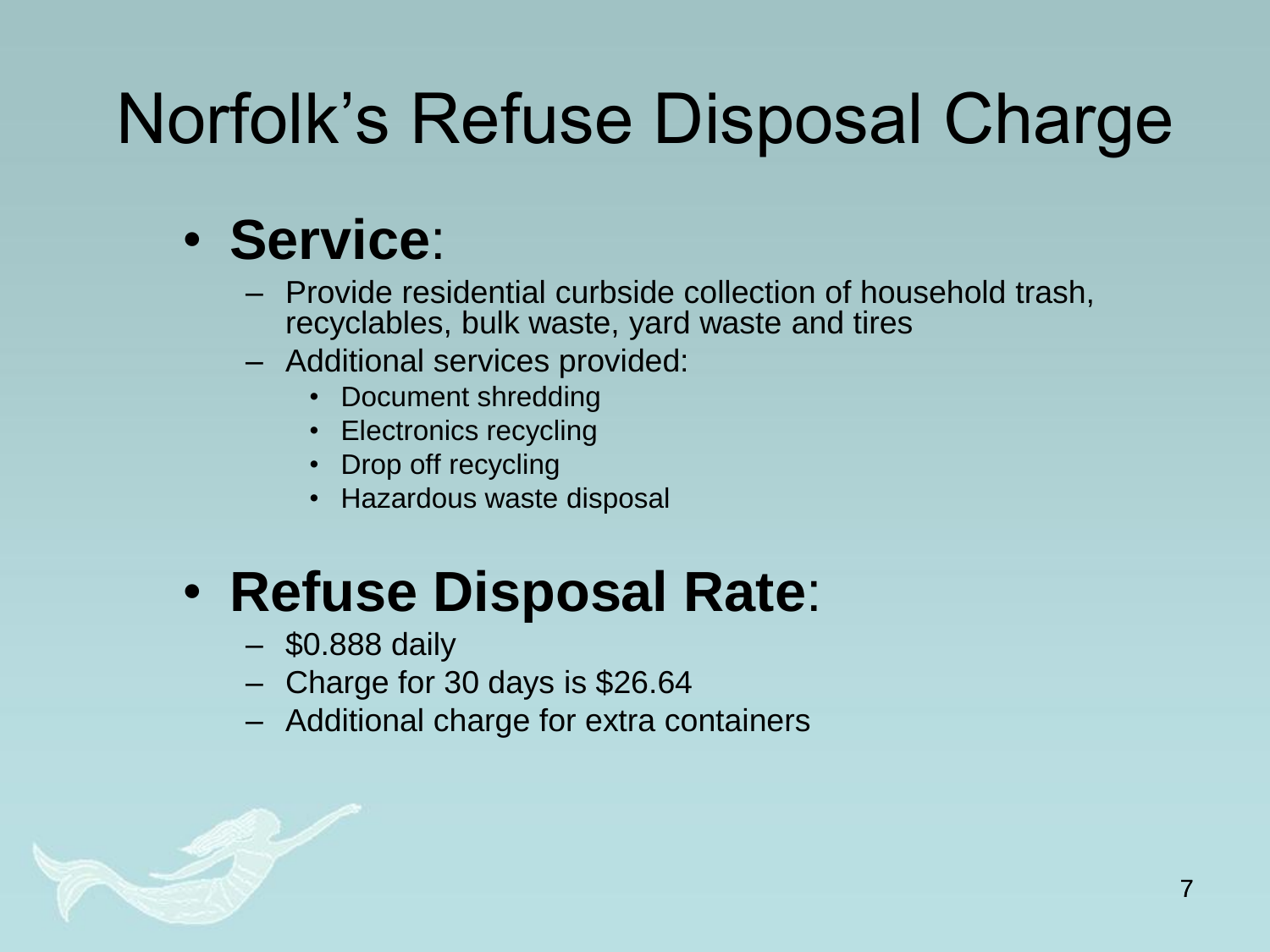# Norfolk's Refuse Disposal Charge

- **Service**:
  - Provide residential curbside collection of household trash, recyclables, bulk waste, yard waste and tires
  - Additional services provided:
    - Document shredding
    - Electronics recycling
    - Drop off recycling
    - Hazardous waste disposal

- **Refuse Disposal Rate**:
  - $0.888 daily
  - Charge for 30 days is $26.64
  - Additional charge for extra containers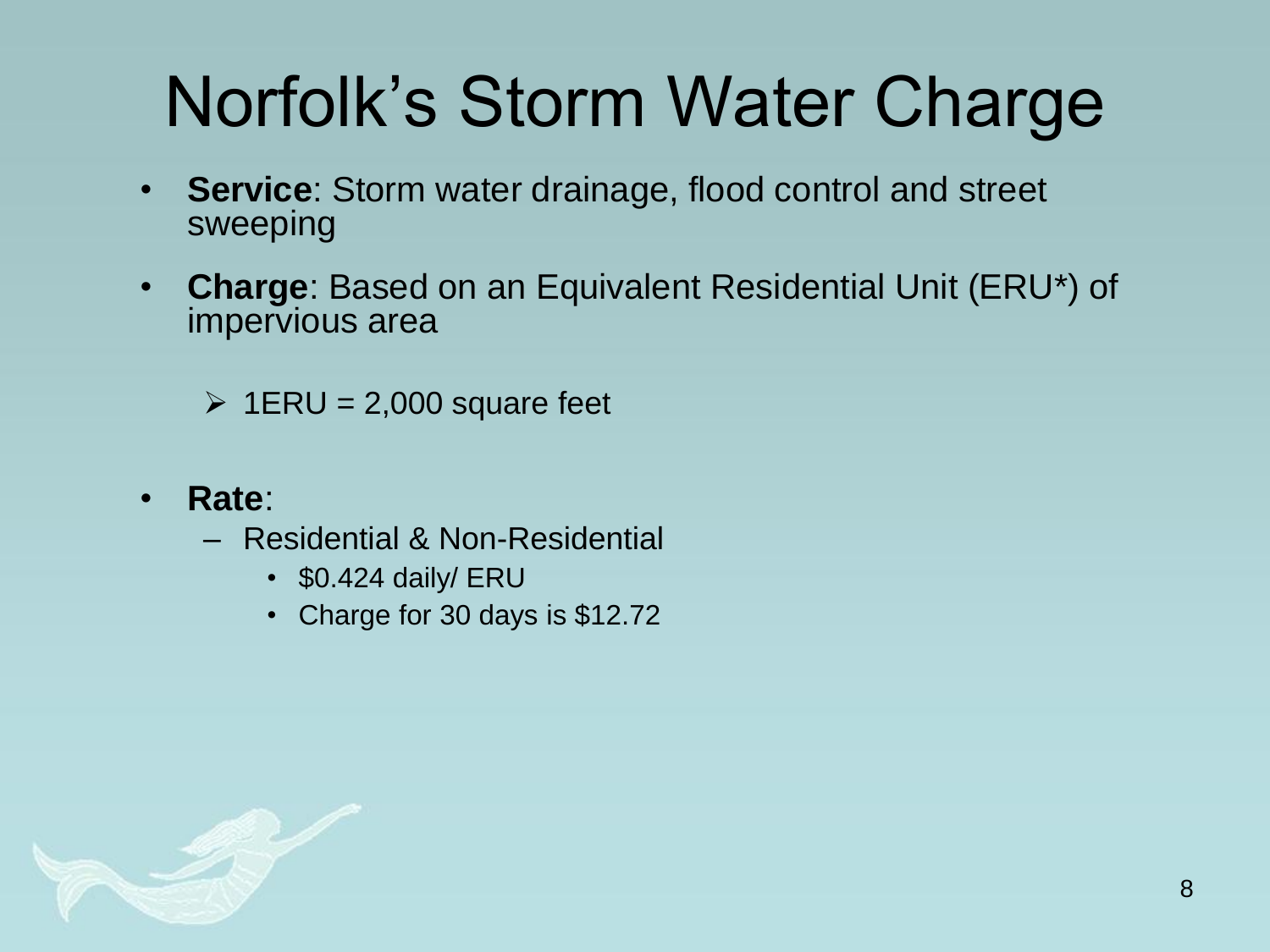# Norfolk's Storm Water Charge

- **Service**: Storm water drainage, flood control and street sweeping
- **Charge**: Based on an Equivalent Residential Unit (ERU*) of impervious area
  - 1ERU = 2,000 square feet
- **Rate**:
  - Residential & Non-Residential
    - $0.424 daily/ ERU
    - Charge for 30 days is $12.72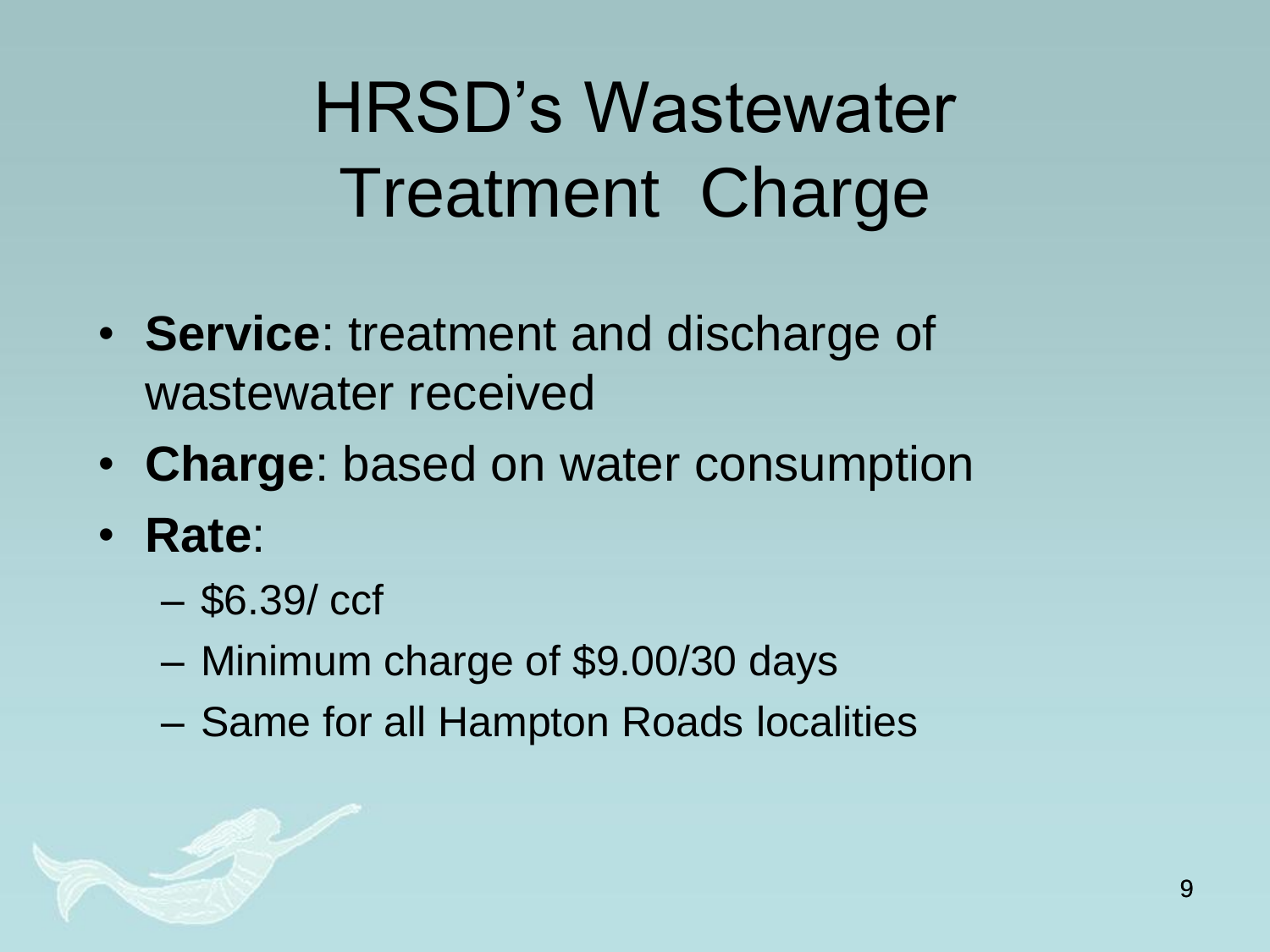# HRSD's Wastewater Treatment Charge

- **Service**: treatment and discharge of wastewater received
- **Charge**: based on water consumption
- **Rate**:
  - $6.39/ ccf
  - Minimum charge of $9.00/30 days
  - Same for all Hampton Roads localities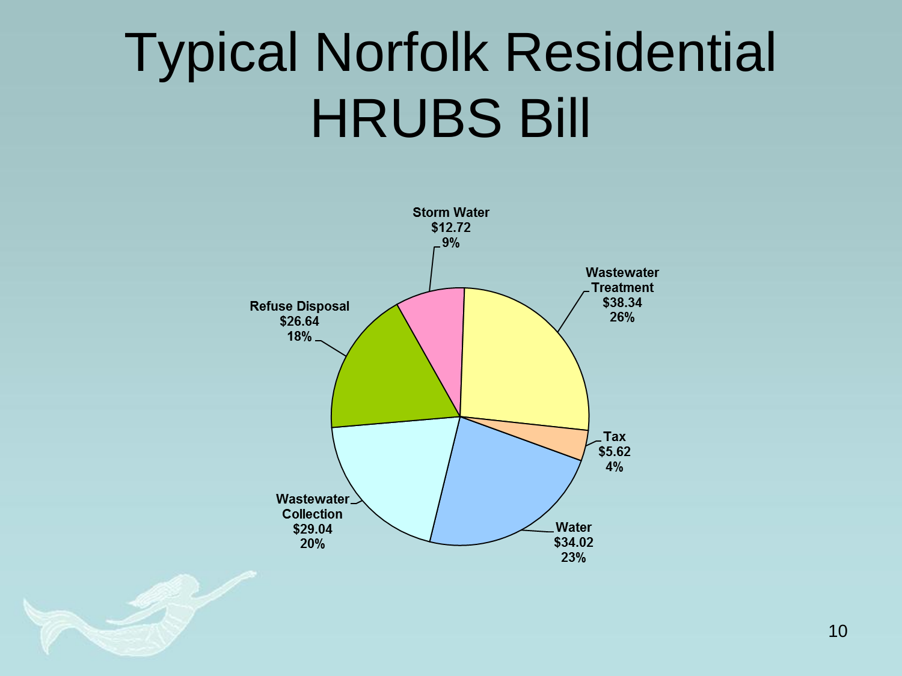# Typical Norfolk Residential HRUBS Bill

Storm Water
$12.72
9%

Wastewater Treatment
$38.34
26%

Tax
$5.62
4%

Water
$34.02
23%

Wastewater Collection
$29.04
20%

Refuse Disposal
$26.64
18%